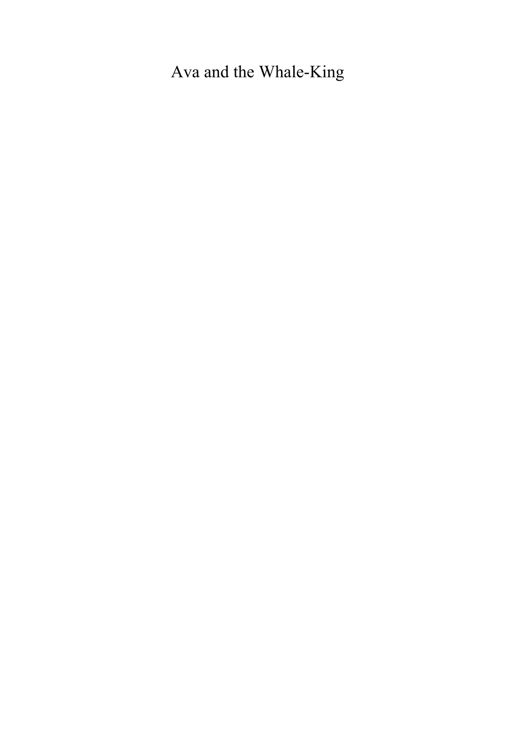# Ava and the Whale-King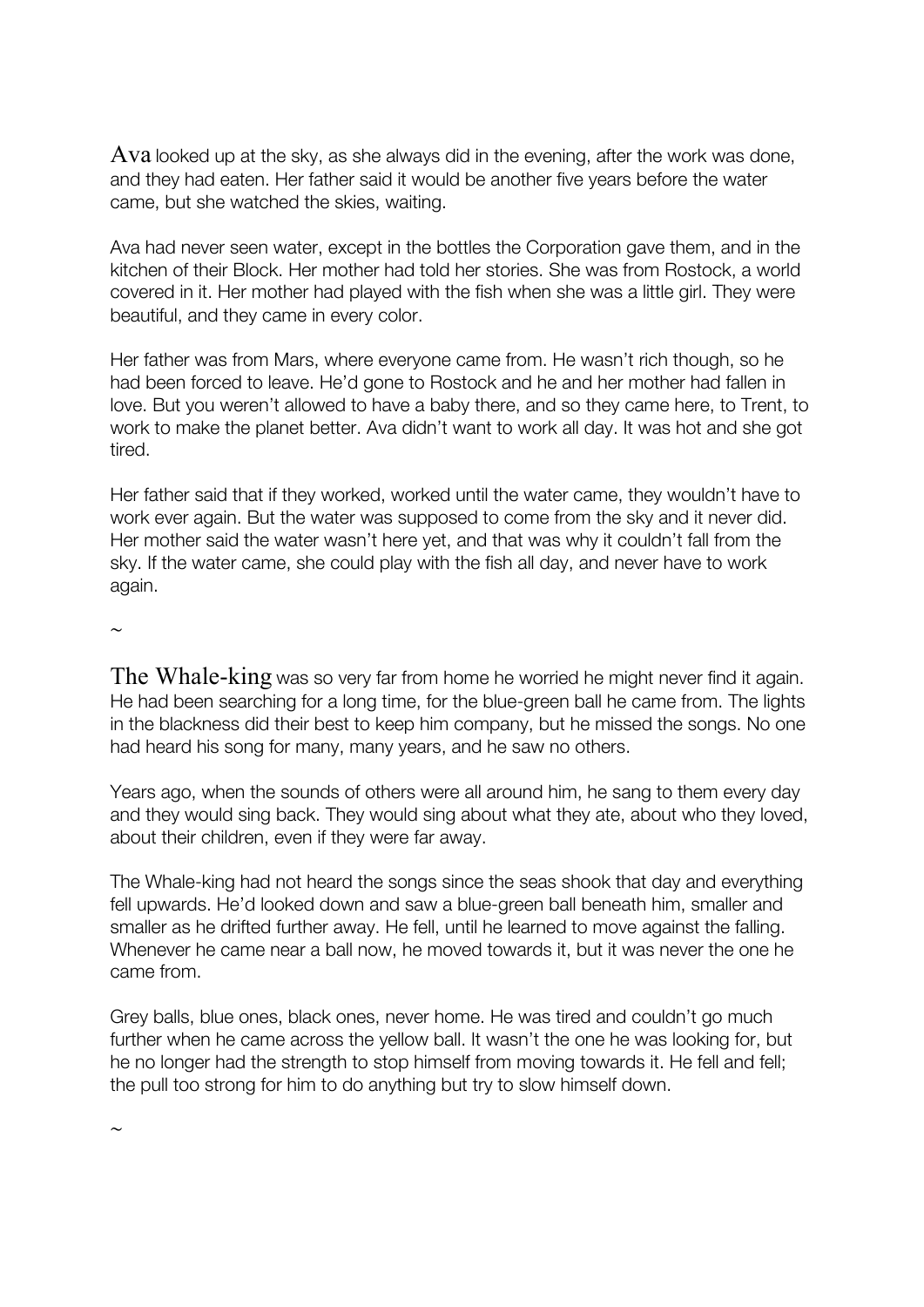Ava looked up at the sky, as she always did in the evening, after the work was done, and they had eaten. Her father said it would be another five years before the water came, but she watched the skies, waiting.

Ava had never seen water, except in the bottles the Corporation gave them, and in the kitchen of their Block. Her mother had told her stories. She was from Rostock, a world covered in it. Her mother had played with the fish when she was a little girl. They were beautiful, and they came in every color.

Her father was from Mars, where everyone came from. He wasn't rich though, so he had been forced to leave. He'd gone to Rostock and he and her mother had fallen in love. But you weren't allowed to have a baby there, and so they came here, to Trent, to work to make the planet better. Ava didn't want to work all day. It was hot and she got tired.

Her father said that if they worked, worked until the water came, they wouldn't have to work ever again. But the water was supposed to come from the sky and it never did. Her mother said the water wasn't here yet, and that was why it couldn't fall from the sky. If the water came, she could play with the fish all day, and never have to work again.

~

The Whale-king was so very far from home he worried he might never find it again. He had been searching for a long time, for the blue-green ball he came from. The lights in the blackness did their best to keep him company, but he missed the songs. No one had heard his song for many, many years, and he saw no others.

Years ago, when the sounds of others were all around him, he sang to them every day and they would sing back. They would sing about what they ate, about who they loved, about their children, even if they were far away.

The Whale-king had not heard the songs since the seas shook that day and everything fell upwards. He'd looked down and saw a blue-green ball beneath him, smaller and smaller as he drifted further away. He fell, until he learned to move against the falling. Whenever he came near a ball now, he moved towards it, but it was never the one he came from.

Grey balls, blue ones, black ones, never home. He was tired and couldn't go much further when he came across the yellow ball. It wasn't the one he was looking for, but he no longer had the strength to stop himself from moving towards it. He fell and fell; the pull too strong for him to do anything but try to slow himself down.

~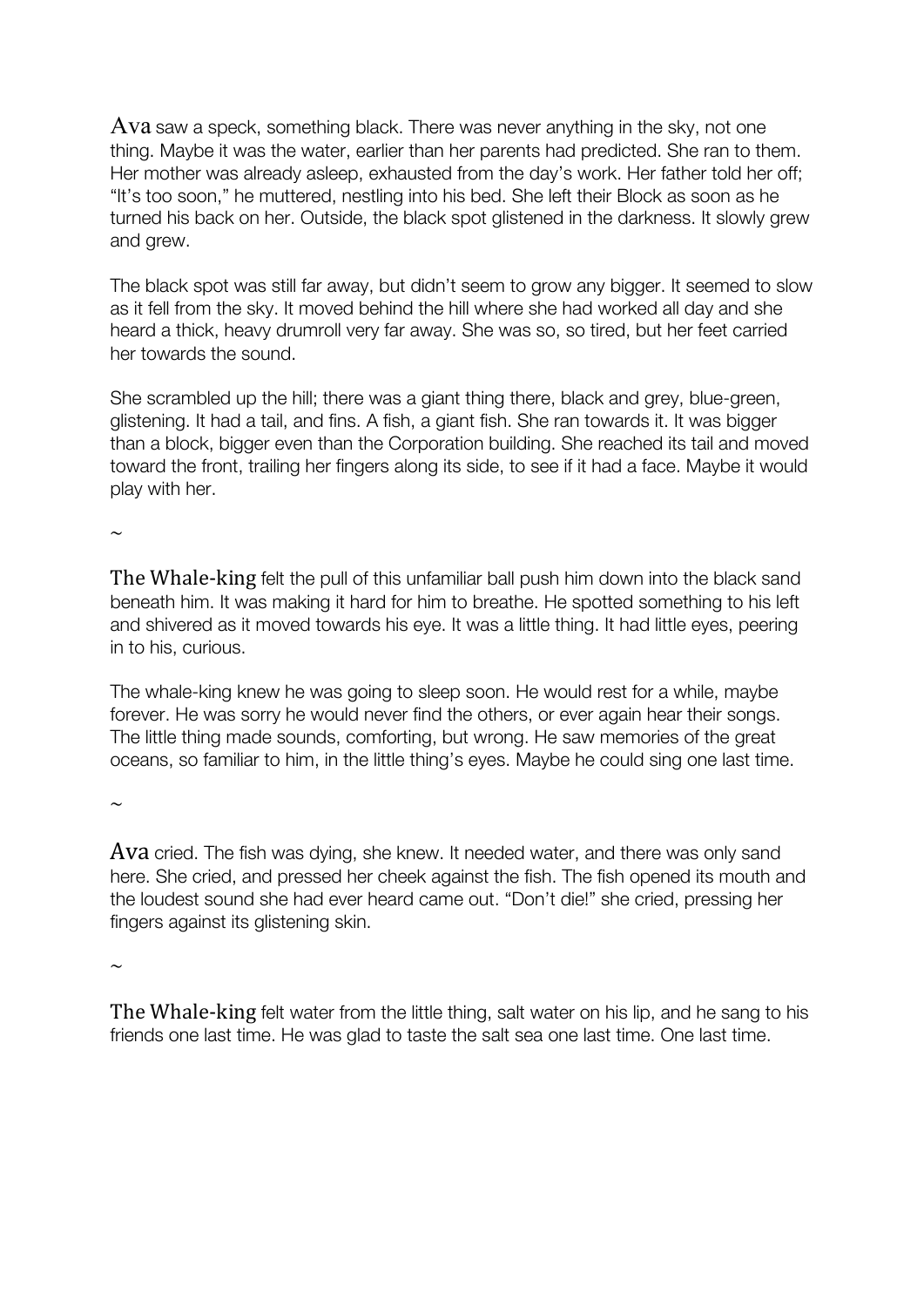**Ava** saw a speck, something black. There was never anything in the sky, not one thing. Maybe it was the water, earlier than her parents had predicted. She ran to them. Her mother was already asleep, exhausted from the day's work. Her father told her off; "It's too soon," he muttered, nestling into his bed. She left their Block as soon as he turned his back on her. Outside, the black spot glistened in the darkness. It slowly grew and grew.

The black spot was still far away, but didn't seem to grow any bigger. It seemed to slow as it fell from the sky. It moved behind the hill where she had worked all day and she heard a thick, heavy drumroll very far away. She was so, so tired, but her feet carried her towards the sound.

She scrambled up the hill; there was a giant thing there, black and grey, blue-green, glistening. It had a tail, and fins. A fish, a giant fish. She ran towards it. It was bigger than a block, bigger even than the Corporation building. She reached its tail and moved toward the front, trailing her fingers along its side, to see if it had a face. Maybe it would play with her.

~

**The Whale-king** felt the pull of this unfamiliar ball push him down into the black sand beneath him. It was making it hard for him to breathe. He spotted something to his left and shivered as it moved towards his eye. It was a little thing. It had little eyes, peering in to his, curious.

The whale-king knew he was going to sleep soon. He would rest for a while, maybe forever. He was sorry he would never find the others, or ever again hear their songs. The little thing made sounds, comforting, but wrong. He saw memories of the great oceans, so familiar to him, in the little thing's eyes. Maybe he could sing one last time.

~

**Ava** cried. The fish was dying, she knew. It needed water, and there was only sand here. She cried, and pressed her cheek against the fish. The fish opened its mouth and the loudest sound she had ever heard came out. "Don't die!" she cried, pressing her fingers against its glistening skin.

~

**The Whale-king** felt water from the little thing, salt water on his lip, and he sang to his friends one last time. He was glad to taste the salt sea one last time. One last time.